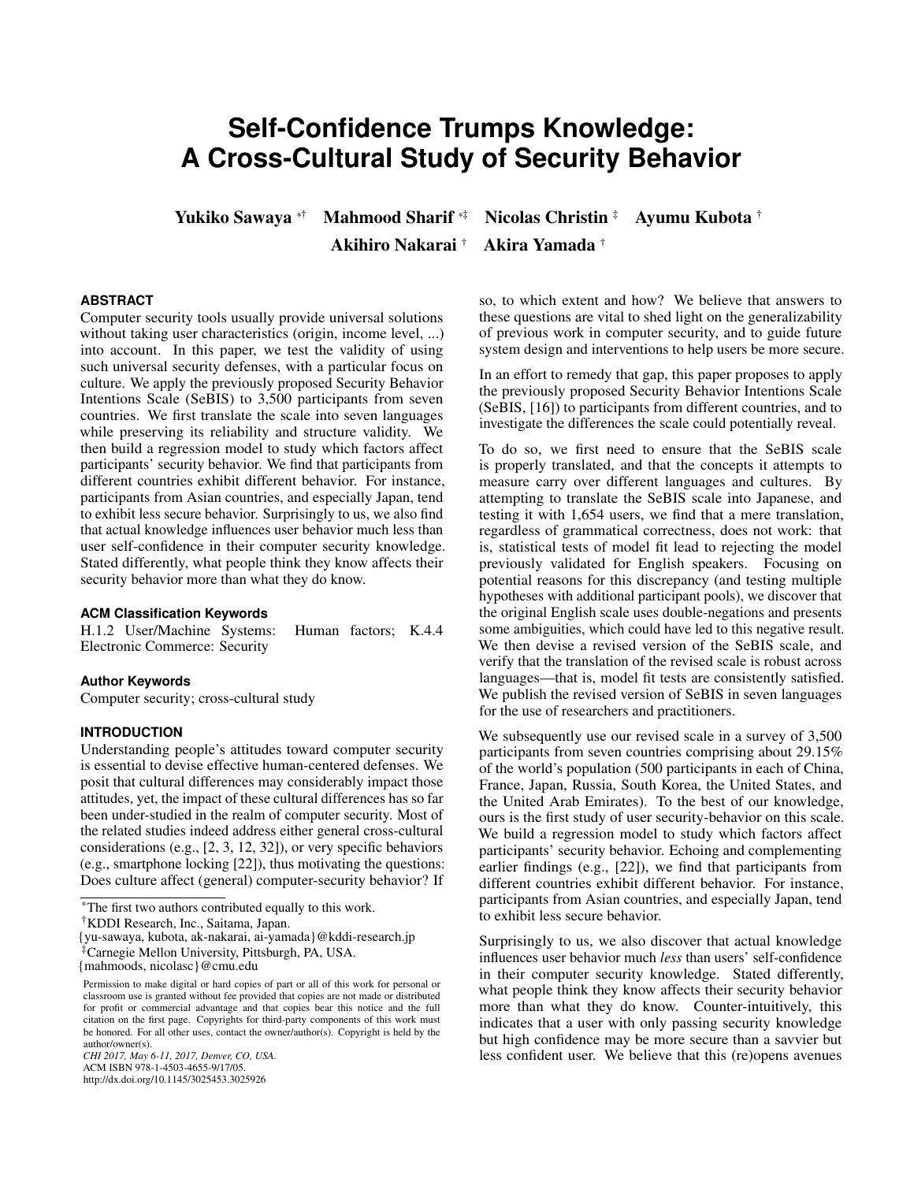# Self-Confidence Trumps Knowledge: A Cross-Cultural Study of Security Behavior

**Yukiko Sawaya** [*†] **Mahmood Sharif** [*‡] **Nicolas Christin** [‡] **Ayumu Kubota** [†]
**Akihiro Nakarai** [†] **Akira Yamada** [†]

### ABSTRACT

Computer security tools usually provide universal solutions without taking user characteristics (origin, income level, ...) into account. In this paper, we test the validity of using such universal security defenses, with a particular focus on culture. We apply the previously proposed Security Behavior Intentions Scale (SeBIS) to 3,500 participants from seven countries. We first translate the scale into seven languages while preserving its reliability and structure validity. We then build a regression model to study which factors affect participants' security behavior. We find that participants from different countries exhibit different behavior. For instance, participants from Asian countries, and especially Japan, tend to exhibit less secure behavior. Surprisingly to us, we also find that actual knowledge influences user behavior much less than user self-confidence in their computer security knowledge. Stated differently, what people think they know affects their security behavior more than what they do know.

### ACM Classification Keywords

H.1.2 User/Machine Systems: Human factors; K.4.4 Electronic Commerce: Security

### Author Keywords

Computer security; cross-cultural study

### INTRODUCTION

Understanding people's attitudes toward computer security is essential to devise effective human-centered defenses. We posit that cultural differences may considerably impact those attitudes, yet, the impact of these cultural differences has so far been under-studied in the realm of computer security. Most of the related studies indeed address either general cross-cultural considerations (e.g., [2, 3, 12, 32]), or very specific behaviors (e.g., smartphone locking [22]), thus motivating the questions: Does culture affect (general) computer-security behavior? If so, to which extent and how? We believe that answers to these questions are vital to shed light on the generalizability of previous work in computer security, and to guide future system design and interventions to help users be more secure.

In an effort to remedy that gap, this paper proposes to apply the previously proposed Security Behavior Intentions Scale (SeBIS, [16]) to participants from different countries, and to investigate the differences the scale could potentially reveal.

To do so, we first need to ensure that the SeBIS scale is properly translated, and that the concepts it attempts to measure carry over different languages and cultures. By attempting to translate the SeBIS scale into Japanese, and testing it with 1,654 users, we find that a mere translation, regardless of grammatical correctness, does not work: that is, statistical tests of model fit lead to rejecting the model previously validated for English speakers. Focusing on potential reasons for this discrepancy (and testing multiple hypotheses with additional participant pools), we discover that the original English scale uses double-negations and presents some ambiguities, which could have led to this negative result. We then devise a revised version of the SeBIS scale, and verify that the translation of the revised scale is robust across languages—that is, model fit tests are consistently satisfied. We publish the revised version of SeBIS in seven languages for the use of researchers and practitioners.

We subsequently use our revised scale in a survey of 3,500 participants from seven countries comprising about 29.15% of the world's population (500 participants in each of China, France, Japan, Russia, South Korea, the United States, and the United Arab Emirates). To the best of our knowledge, ours is the first study of user security-behavior on this scale. We build a regression model to study which factors affect participants' security behavior. Echoing and complementing earlier findings (e.g., [22]), we find that participants from different countries exhibit different behavior. For instance, participants from Asian countries, and especially Japan, tend to exhibit less secure behavior.

Surprisingly to us, we also discover that actual knowledge influences user behavior much *less* than users' self-confidence in their computer security knowledge. Stated differently, what people think they know affects their security behavior more than what they do know. Counter-intuitively, this indicates that a user with only passing security knowledge but high confidence may be more secure than a savvier but less confident user. We believe that this (re)opens avenues

---

[*] The first two authors contributed equally to this work.
[†] KDDI Research, Inc., Saitama, Japan.
{yu-sawaya, kubota, ak-nakarai, ai-yamada}@kddi-research.jp
[‡] Carnegie Mellon University, Pittsburgh, PA, USA.
{mahmoods, nicolasc}@cmu.edu

Permission to make digital or hard copies of part or all of this work for personal or classroom use is granted without fee provided that copies are not made or distributed for profit or commercial advantage and that copies bear this notice and the full citation on the first page. Copyrights for third-party components of this work must be honored. For all other uses, contact the owner/author(s). Copyright is held by the author/owner(s).
*CHI 2017, May 6-11, 2017, Denver, CO, USA.*
ACM ISBN 978-1-4503-4655-9/17/05.
http://dx.doi.org/10.1145/3025453.3025926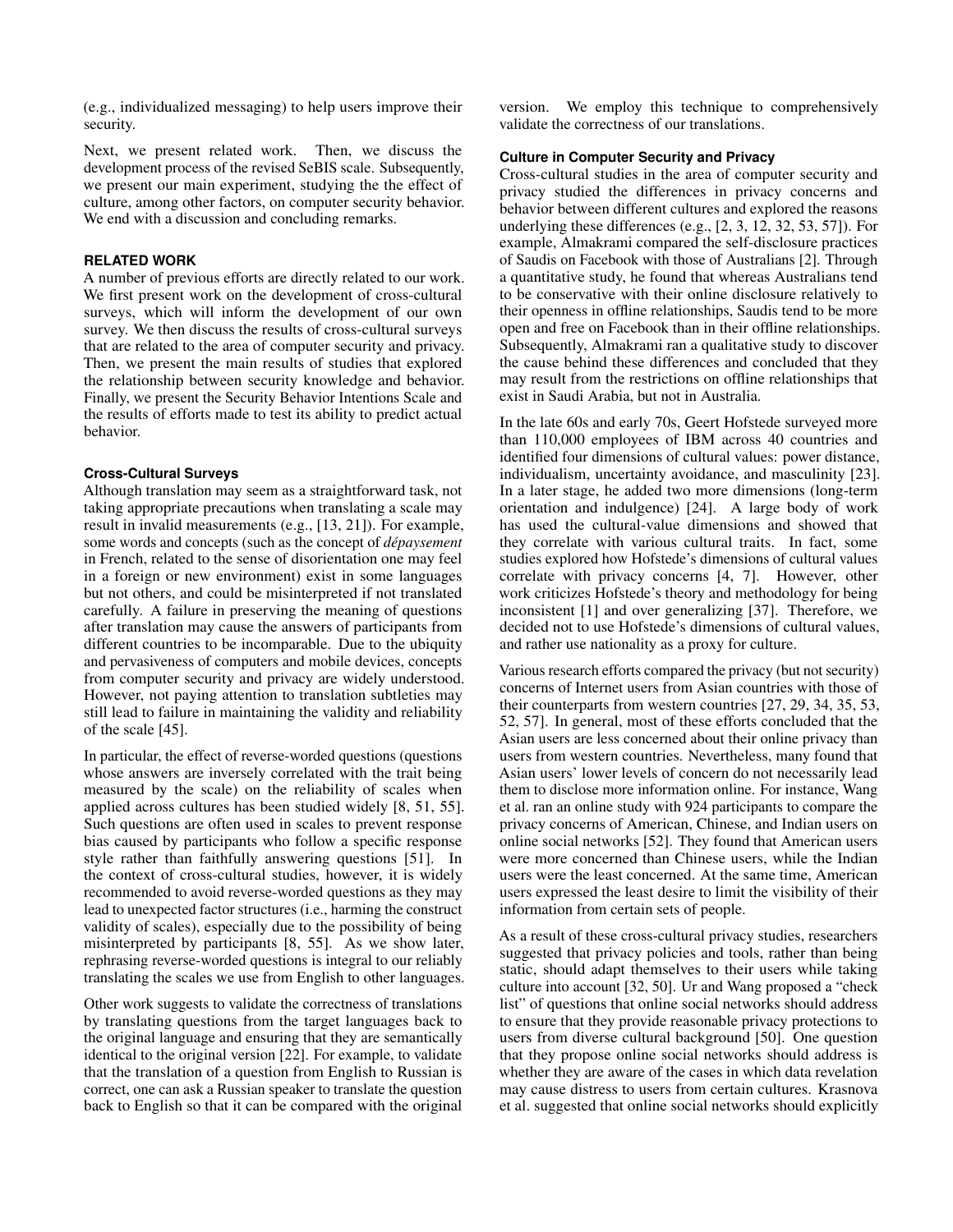(e.g., individualized messaging) to help users improve their security.

Next, we present related work. Then, we discuss the development process of the revised SeBIS scale. Subsequently, we present our main experiment, studying the the effect of culture, among other factors, on computer security behavior. We end with a discussion and concluding remarks.

## RELATED WORK

A number of previous efforts are directly related to our work. We first present work on the development of cross-cultural surveys, which will inform the development of our own survey. We then discuss the results of cross-cultural surveys that are related to the area of computer security and privacy. Then, we present the main results of studies that explored the relationship between security knowledge and behavior. Finally, we present the Security Behavior Intentions Scale and the results of efforts made to test its ability to predict actual behavior.

### Cross-Cultural Surveys

Although translation may seem as a straightforward task, not taking appropriate precautions when translating a scale may result in invalid measurements (e.g., [13, 21]). For example, some words and concepts (such as the concept of *dépaysement* in French, related to the sense of disorientation one may feel in a foreign or new environment) exist in some languages but not others, and could be misinterpreted if not translated carefully. A failure in preserving the meaning of questions after translation may cause the answers of participants from different countries to be incomparable. Due to the ubiquity and pervasiveness of computers and mobile devices, concepts from computer security and privacy are widely understood. However, not paying attention to translation subtleties may still lead to failure in maintaining the validity and reliability of the scale [45].

In particular, the effect of reverse-worded questions (questions whose answers are inversely correlated with the trait being measured by the scale) on the reliability of scales when applied across cultures has been studied widely [8, 51, 55]. Such questions are often used in scales to prevent response bias caused by participants who follow a specific response style rather than faithfully answering questions [51]. In the context of cross-cultural studies, however, it is widely recommended to avoid reverse-worded questions as they may lead to unexpected factor structures (i.e., harming the construct validity of scales), especially due to the possibility of being misinterpreted by participants [8, 55]. As we show later, rephrasing reverse-worded questions is integral to our reliably translating the scales we use from English to other languages.

Other work suggests to validate the correctness of translations by translating questions from the target languages back to the original language and ensuring that they are semantically identical to the original version [22]. For example, to validate that the translation of a question from English to Russian is correct, one can ask a Russian speaker to translate the question back to English so that it can be compared with the original version. We employ this technique to comprehensively validate the correctness of our translations.

### Culture in Computer Security and Privacy

Cross-cultural studies in the area of computer security and privacy studied the differences in privacy concerns and behavior between different cultures and explored the reasons underlying these differences (e.g., [2, 3, 12, 32, 53, 57]). For example, Almakrami compared the self-disclosure practices of Saudis on Facebook with those of Australians [2]. Through a quantitative study, he found that whereas Australians tend to be conservative with their online disclosure relatively to their openness in offline relationships, Saudis tend to be more open and free on Facebook than in their offline relationships. Subsequently, Almakrami ran a qualitative study to discover the cause behind these differences and concluded that they may result from the restrictions on offline relationships that exist in Saudi Arabia, but not in Australia.

In the late 60s and early 70s, Geert Hofstede surveyed more than 110,000 employees of IBM across 40 countries and identified four dimensions of cultural values: power distance, individualism, uncertainty avoidance, and masculinity [23]. In a later stage, he added two more dimensions (long-term orientation and indulgence) [24]. A large body of work has used the cultural-value dimensions and showed that they correlate with various cultural traits. In fact, some studies explored how Hofstede's dimensions of cultural values correlate with privacy concerns [4, 7]. However, other work criticizes Hofstede's theory and methodology for being inconsistent [1] and over generalizing [37]. Therefore, we decided not to use Hofstede's dimensions of cultural values, and rather use nationality as a proxy for culture.

Various research efforts compared the privacy (but not security) concerns of Internet users from Asian countries with those of their counterparts from western countries [27, 29, 34, 35, 53, 52, 57]. In general, most of these efforts concluded that the Asian users are less concerned about their online privacy than users from western countries. Nevertheless, many found that Asian users' lower levels of concern do not necessarily lead them to disclose more information online. For instance, Wang et al. ran an online study with 924 participants to compare the privacy concerns of American, Chinese, and Indian users on online social networks [52]. They found that American users were more concerned than Chinese users, while the Indian users were the least concerned. At the same time, American users expressed the least desire to limit the visibility of their information from certain sets of people.

As a result of these cross-cultural privacy studies, researchers suggested that privacy policies and tools, rather than being static, should adapt themselves to their users while taking culture into account [32, 50]. Ur and Wang proposed a "check list" of questions that online social networks should address to ensure that they provide reasonable privacy protections to users from diverse cultural background [50]. One question that they propose online social networks should address is whether they are aware of the cases in which data revelation may cause distress to users from certain cultures. Krasnova et al. suggested that online social networks should explicitly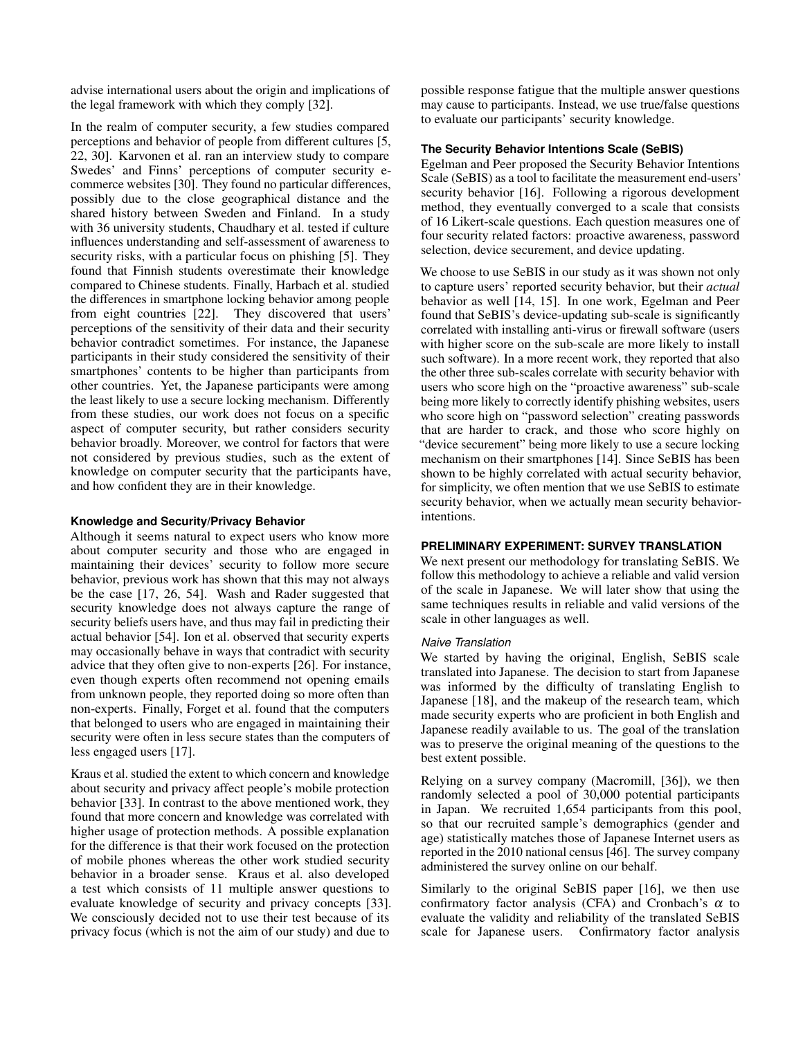advise international users about the origin and implications of the legal framework with which they comply [32].

In the realm of computer security, a few studies compared perceptions and behavior of people from different cultures [5, 22, 30]. Karvonen et al. ran an interview study to compare Swedes' and Finns' perceptions of computer security e-commerce websites [30]. They found no particular differences, possibly due to the close geographical distance and the shared history between Sweden and Finland. In a study with 36 university students, Chaudhary et al. tested if culture influences understanding and self-assessment of awareness to security risks, with a particular focus on phishing [5]. They found that Finnish students overestimate their knowledge compared to Chinese students. Finally, Harbach et al. studied the differences in smartphone locking behavior among people from eight countries [22]. They discovered that users' perceptions of the sensitivity of their data and their security behavior contradict sometimes. For instance, the Japanese participants in their study considered the sensitivity of their smartphones' contents to be higher than participants from other countries. Yet, the Japanese participants were among the least likely to use a secure locking mechanism. Differently from these studies, our work does not focus on a specific aspect of computer security, but rather considers security behavior broadly. Moreover, we control for factors that were not considered by previous studies, such as the extent of knowledge on computer security that the participants have, and how confident they are in their knowledge.

### Knowledge and Security/Privacy Behavior

Although it seems natural to expect users who know more about computer security and those who are engaged in maintaining their devices' security to follow more secure behavior, previous work has shown that this may not always be the case [17, 26, 54]. Wash and Rader suggested that security knowledge does not always capture the range of security beliefs users have, and thus may fail in predicting their actual behavior [54]. Ion et al. observed that security experts may occasionally behave in ways that contradict with security advice that they often give to non-experts [26]. For instance, even though experts often recommend not opening emails from unknown people, they reported doing so more often than non-experts. Finally, Forget et al. found that the computers that belonged to users who are engaged in maintaining their security were often in less secure states than the computers of less engaged users [17].

Kraus et al. studied the extent to which concern and knowledge about security and privacy affect people's mobile protection behavior [33]. In contrast to the above mentioned work, they found that more concern and knowledge was correlated with higher usage of protection methods. A possible explanation for the difference is that their work focused on the protection of mobile phones whereas the other work studied security behavior in a broader sense. Kraus et al. also developed a test which consists of 11 multiple answer questions to evaluate knowledge of security and privacy concepts [33]. We consciously decided not to use their test because of its privacy focus (which is not the aim of our study) and due to possible response fatigue that the multiple answer questions may cause to participants. Instead, we use true/false questions to evaluate our participants' security knowledge.

### The Security Behavior Intentions Scale (SeBIS)

Egelman and Peer proposed the Security Behavior Intentions Scale (SeBIS) as a tool to facilitate the measurement end-users' security behavior [16]. Following a rigorous development method, they eventually converged to a scale that consists of 16 Likert-scale questions. Each question measures one of four security related factors: proactive awareness, password selection, device securement, and device updating.

We choose to use SeBIS in our study as it was shown not only to capture users' reported security behavior, but their *actual* behavior as well [14, 15]. In one work, Egelman and Peer found that SeBIS's device-updating sub-scale is significantly correlated with installing anti-virus or firewall software (users with higher score on the sub-scale are more likely to install such software). In a more recent work, they reported that also the other three sub-scales correlate with security behavior with users who score high on the "proactive awareness" sub-scale being more likely to correctly identify phishing websites, users who score high on "password selection" creating passwords that are harder to crack, and those who score highly on "device securement" being more likely to use a secure locking mechanism on their smartphones [14]. Since SeBIS has been shown to be highly correlated with actual security behavior, for simplicity, we often mention that we use SeBIS to estimate security behavior, when we actually mean security behavior-intentions.

## PRELIMINARY EXPERIMENT: SURVEY TRANSLATION

We next present our methodology for translating SeBIS. We follow this methodology to achieve a reliable and valid version of the scale in Japanese. We will later show that using the same techniques results in reliable and valid versions of the scale in other languages as well.

#### *Naive Translation*

We started by having the original, English, SeBIS scale translated into Japanese. The decision to start from Japanese was informed by the difficulty of translating English to Japanese [18], and the makeup of the research team, which made security experts who are proficient in both English and Japanese readily available to us. The goal of the translation was to preserve the original meaning of the questions to the best extent possible.

Relying on a survey company (Macromill, [36]), we then randomly selected a pool of 30,000 potential participants in Japan. We recruited 1,654 participants from this pool, so that our recruited sample's demographics (gender and age) statistically matches those of Japanese Internet users as reported in the 2010 national census [46]. The survey company administered the survey online on our behalf.

Similarly to the original SeBIS paper [16], we then use confirmatory factor analysis (CFA) and Cronbach's $\alpha$ to evaluate the validity and reliability of the translated SeBIS scale for Japanese users. Confirmatory factor analysis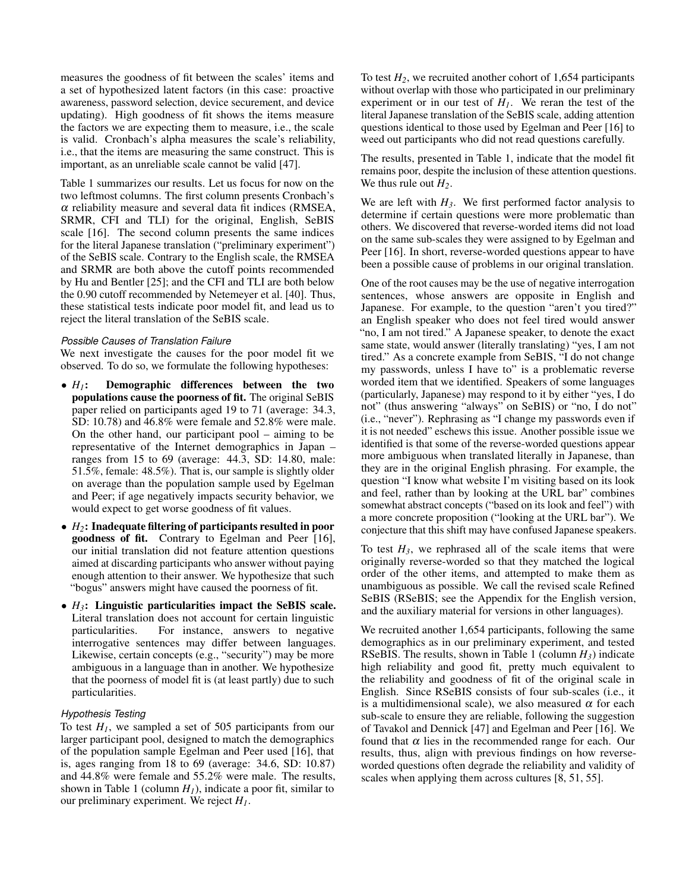measures the goodness of fit between the scales' items and a set of hypothesized latent factors (in this case: proactive awareness, password selection, device securement, and device updating). High goodness of fit shows the items measure the factors we are expecting them to measure, i.e., the scale is valid. Cronbach's alpha measures the scale's reliability, i.e., that the items are measuring the same construct. This is important, as an unreliable scale cannot be valid [47].

Table 1 summarizes our results. Let us focus for now on the two leftmost columns. The first column presents Cronbach's $\alpha$ reliability measure and several data fit indices (RMSEA, SRMR, CFI and TLI) for the original, English, SeBIS scale [16]. The second column presents the same indices for the literal Japanese translation ("preliminary experiment") of the SeBIS scale. Contrary to the English scale, the RMSEA and SRMR are both above the cutoff points recommended by Hu and Bentler [25]; and the CFI and TLI are both below the 0.90 cutoff recommended by Netemeyer et al. [40]. Thus, these statistical tests indicate poor model fit, and lead us to reject the literal translation of the SeBIS scale.

#### Possible Causes of Translation Failure

We next investigate the causes for the poor model fit we observed. To do so, we formulate the following hypotheses:

- $H_1$: **Demographic differences between the two populations cause the poorness of fit.** The original SeBIS paper relied on participants aged 19 to 71 (average: 34.3, SD: 10.78) and 46.8% were female and 52.8% were male. On the other hand, our participant pool – aiming to be representative of the Internet demographics in Japan – ranges from 15 to 69 (average: 44.3, SD: 14.80, male: 51.5%, female: 48.5%). That is, our sample is slightly older on average than the population sample used by Egelman and Peer; if age negatively impacts security behavior, we would expect to get worse goodness of fit values.
- $H_2$: **Inadequate filtering of participants resulted in poor goodness of fit.** Contrary to Egelman and Peer [16], our initial translation did not feature attention questions aimed at discarding participants who answer without paying enough attention to their answer. We hypothesize that such "bogus" answers might have caused the poorness of fit.
- $H_3$: **Linguistic particularities impact the SeBIS scale.** Literal translation does not account for certain linguistic particularities. For instance, answers to negative interrogative sentences may differ between languages. Likewise, certain concepts (e.g., "security") may be more ambiguous in a language than in another. We hypothesize that the poorness of model fit is (at least partly) due to such particularities.

#### Hypothesis Testing

To test $H_1$, we sampled a set of 505 participants from our larger participant pool, designed to match the demographics of the population sample Egelman and Peer used [16], that is, ages ranging from 18 to 69 (average: 34.6, SD: 10.87) and 44.8% were female and 55.2% were male. The results, shown in Table 1 (column $H_1$), indicate a poor fit, similar to our preliminary experiment. We reject $H_1$.

To test $H_2$, we recruited another cohort of 1,654 participants without overlap with those who participated in our preliminary experiment or in our test of $H_1$. We reran the test of the literal Japanese translation of the SeBIS scale, adding attention questions identical to those used by Egelman and Peer [16] to weed out participants who did not read questions carefully.

The results, presented in Table 1, indicate that the model fit remains poor, despite the inclusion of these attention questions. We thus rule out $H_2$.

We are left with $H_3$. We first performed factor analysis to determine if certain questions were more problematic than others. We discovered that reverse-worded items did not load on the same sub-scales they were assigned to by Egelman and Peer [16]. In short, reverse-worded questions appear to have been a possible cause of problems in our original translation.

One of the root causes may be the use of negative interrogation sentences, whose answers are opposite in English and Japanese. For example, to the question "aren't you tired?" an English speaker who does not feel tired would answer "no, I am not tired." A Japanese speaker, to denote the exact same state, would answer (literally translating) "yes, I am not tired." As a concrete example from SeBIS, "I do not change my passwords, unless I have to" is a problematic reverse worded item that we identified. Speakers of some languages (particularly, Japanese) may respond to it by either "yes, I do not" (thus answering "always" on SeBIS) or "no, I do not" (i.e., "never"). Rephrasing as "I change my passwords even if it is not needed" eschews this issue. Another possible issue we identified is that some of the reverse-worded questions appear more ambiguous when translated literally in Japanese, than they are in the original English phrasing. For example, the question "I know what website I'm visiting based on its look and feel, rather than by looking at the URL bar" combines somewhat abstract concepts ("based on its look and feel") with a more concrete proposition ("looking at the URL bar"). We conjecture that this shift may have confused Japanese speakers.

To test $H_3$, we rephrased all of the scale items that were originally reverse-worded so that they matched the logical order of the other items, and attempted to make them as unambiguous as possible. We call the revised scale Refined SeBIS (RSeBIS; see the Appendix for the English version, and the auxiliary material for versions in other languages).

We recruited another 1,654 participants, following the same demographics as in our preliminary experiment, and tested RSeBIS. The results, shown in Table 1 (column $H_3$) indicate high reliability and good fit, pretty much equivalent to the reliability and goodness of fit of the original scale in English. Since RSeBIS consists of four sub-scales (i.e., it is a multidimensional scale), we also measured $\alpha$ for each sub-scale to ensure they are reliable, following the suggestion of Tavakol and Dennick [47] and Egelman and Peer [16]. We found that $\alpha$ lies in the recommended range for each. Our results, thus, align with previous findings on how reverse-worded questions often degrade the reliability and validity of scales when applying them across cultures [8, 51, 55].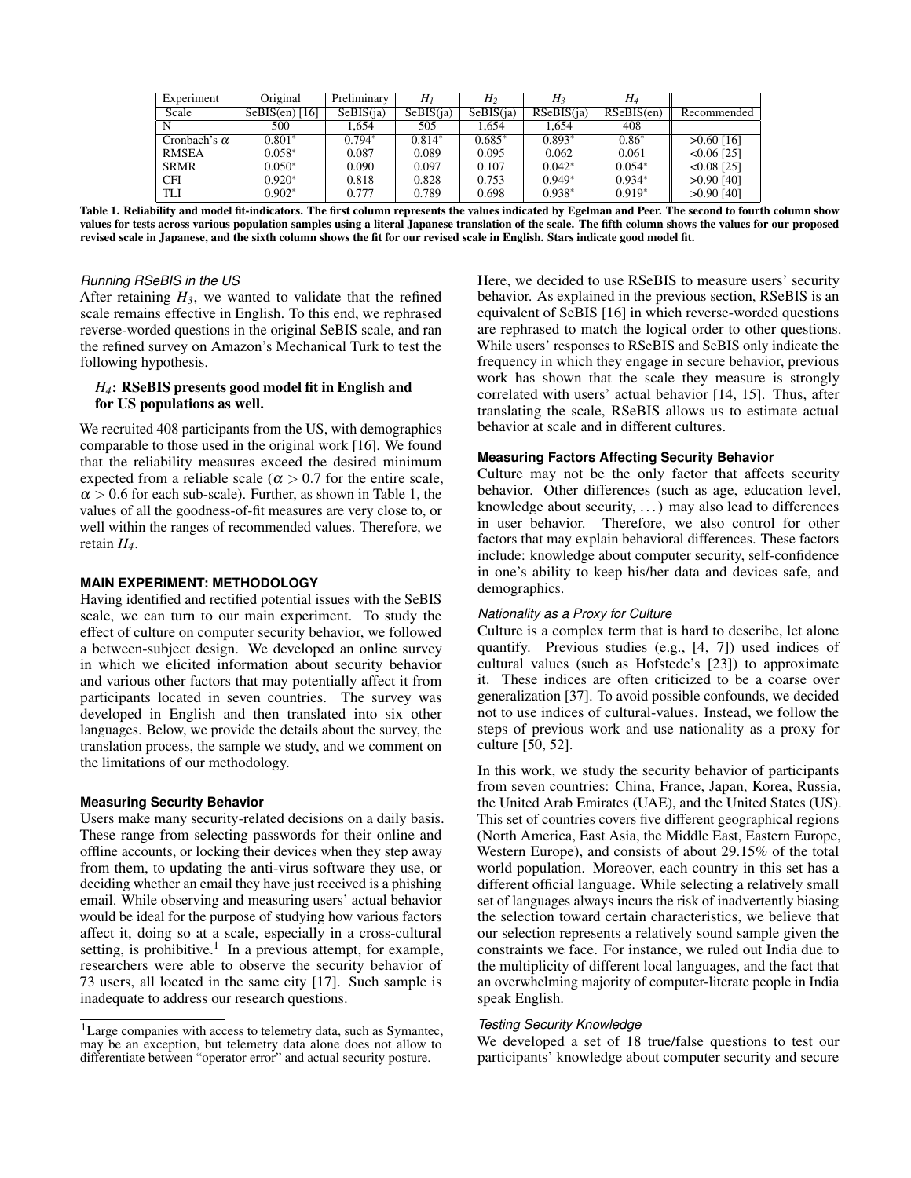| Experiment | Original | Preliminary | $H_1$ | $H_2$ | $H_3$ | $H_4$ | |
|---|---|---|---|---|---|---|---|
| Scale | SeBIS(en) [16] | SeBIS(ja) | SeBIS(ja) | SeBIS(ja) | RSeBIS(ja) | RSeBIS(en) | Recommended |
| N | 500 | 1,654 | 505 | 1,654 | 1,654 | 408 | |
| Cronbach's $\alpha$ | 0.801* | 0.794* | 0.814* | 0.685* | 0.893* | 0.86* | >0.60 [16] |
| RMSEA | 0.058* | 0.087 | 0.089 | 0.095 | 0.062 | 0.061 | <0.06 [25] |
| SRMR | 0.050* | 0.090 | 0.097 | 0.107 | 0.042* | 0.054* | <0.08 [25] |
| CFI | 0.920* | 0.818 | 0.828 | 0.753 | 0.949* | 0.934* | >0.90 [40] |
| TLI | 0.902* | 0.777 | 0.789 | 0.698 | 0.938* | 0.919* | >0.90 [40] |

**Table 1. Reliability and model fit-indicators. The first column represents the values indicated by Egelman and Peer. The second to fourth column show values for tests across various population samples using a literal Japanese translation of the scale. The fifth column shows the values for our proposed revised scale in Japanese, and the sixth column shows the fit for our revised scale in English. Stars indicate good model fit.**

#### *Running RSeBIS in the US*

After retaining $H_3$, we wanted to validate that the refined scale remains effective in English. To this end, we rephrased reverse-worded questions in the original SeBIS scale, and ran the refined survey on Amazon's Mechanical Turk to test the following hypothesis.

> **$H_4$: RSeBIS presents good model fit in English and for US populations as well.**

We recruited 408 participants from the US, with demographics comparable to those used in the original work [16]. We found that the reliability measures exceed the desired minimum expected from a reliable scale ($\alpha > 0.7$ for the entire scale, $\alpha > 0.6$ for each sub-scale). Further, as shown in Table 1, the values of all the goodness-of-fit measures are very close to, or well within the ranges of recommended values. Therefore, we retain $H_4$.

## MAIN EXPERIMENT: METHODOLOGY

Having identified and rectified potential issues with the SeBIS scale, we can turn to our main experiment. To study the effect of culture on computer security behavior, we followed a between-subject design. We developed an online survey in which we elicited information about security behavior and various other factors that may potentially affect it from participants located in seven countries. The survey was developed in English and then translated into six other languages. Below, we provide the details about the survey, the translation process, the sample we study, and we comment on the limitations of our methodology.

### Measuring Security Behavior

Users make many security-related decisions on a daily basis. These range from selecting passwords for their online and offline accounts, or locking their devices when they step away from them, to updating the anti-virus software they use, or deciding whether an email they have just received is a phishing email. While observing and measuring users' actual behavior would be ideal for the purpose of studying how various factors affect it, doing so at a scale, especially in a cross-cultural setting, is prohibitive.[1] In a previous attempt, for example, researchers were able to observe the security behavior of 73 users, all located in the same city [17]. Such sample is inadequate to address our research questions.

[1]Large companies with access to telemetry data, such as Symantec, may be an exception, but telemetry data alone does not allow to differentiate between "operator error" and actual security posture.

Here, we decided to use RSeBIS to measure users' security behavior. As explained in the previous section, RSeBIS is an equivalent of SeBIS [16] in which reverse-worded questions are rephrased to match the logical order to other questions. While users' responses to RSeBIS and SeBIS only indicate the frequency in which they engage in secure behavior, previous work has shown that the scale they measure is strongly correlated with users' actual behavior [14, 15]. Thus, after translating the scale, RSeBIS allows us to estimate actual behavior at scale and in different cultures.

### Measuring Factors Affecting Security Behavior

Culture may not be the only factor that affects security behavior. Other differences (such as age, education level, knowledge about security, ...) may also lead to differences in user behavior. Therefore, we also control for other factors that may explain behavioral differences. These factors include: knowledge about computer security, self-confidence in one's ability to keep his/her data and devices safe, and demographics.

#### *Nationality as a Proxy for Culture*

Culture is a complex term that is hard to describe, let alone quantify. Previous studies (e.g., [4, 7]) used indices of cultural values (such as Hofstede's [23]) to approximate it. These indices are often criticized to be a coarse over generalization [37]. To avoid possible confounds, we decided not to use indices of cultural-values. Instead, we follow the steps of previous work and use nationality as a proxy for culture [50, 52].

In this work, we study the security behavior of participants from seven countries: China, France, Japan, Korea, Russia, the United Arab Emirates (UAE), and the United States (US). This set of countries covers five different geographical regions (North America, East Asia, the Middle East, Eastern Europe, Western Europe), and consists of about 29.15% of the total world population. Moreover, each country in this set has a different official language. While selecting a relatively small set of languages always incurs the risk of inadvertently biasing the selection toward certain characteristics, we believe that our selection represents a relatively sound sample given the constraints we face. For instance, we ruled out India due to the multiplicity of different local languages, and the fact that an overwhelming majority of computer-literate people in India speak English.

#### *Testing Security Knowledge*

We developed a set of 18 true/false questions to test our participants' knowledge about computer security and secure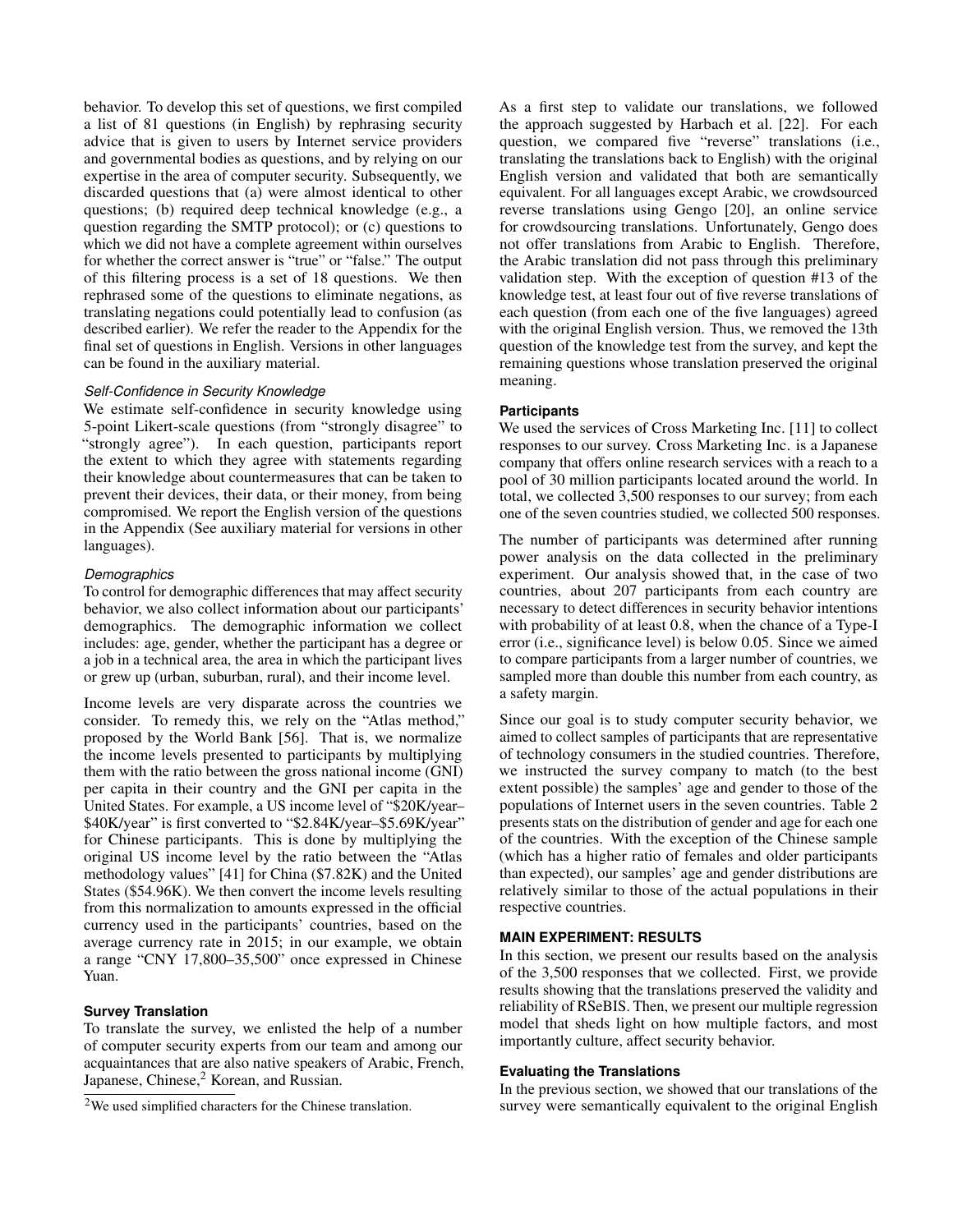behavior. To develop this set of questions, we first compiled a list of 81 questions (in English) by rephrasing security advice that is given to users by Internet service providers and governmental bodies as questions, and by relying on our expertise in the area of computer security. Subsequently, we discarded questions that (a) were almost identical to other questions; (b) required deep technical knowledge (e.g., a question regarding the SMTP protocol); or (c) questions to which we did not have a complete agreement within ourselves for whether the correct answer is "true" or "false." The output of this filtering process is a set of 18 questions. We then rephrased some of the questions to eliminate negations, as translating negations could potentially lead to confusion (as described earlier). We refer the reader to the Appendix for the final set of questions in English. Versions in other languages can be found in the auxiliary material.

#### *Self-Confidence in Security Knowledge*

We estimate self-confidence in security knowledge using 5-point Likert-scale questions (from "strongly disagree" to "strongly agree"). In each question, participants report the extent to which they agree with statements regarding their knowledge about countermeasures that can be taken to prevent their devices, their data, or their money, from being compromised. We report the English version of the questions in the Appendix (See auxiliary material for versions in other languages).

#### *Demographics*

To control for demographic differences that may affect security behavior, we also collect information about our participants' demographics. The demographic information we collect includes: age, gender, whether the participant has a degree or a job in a technical area, the area in which the participant lives or grew up (urban, suburban, rural), and their income level.

Income levels are very disparate across the countries we consider. To remedy this, we rely on the "Atlas method," proposed by the World Bank [56]. That is, we normalize the income levels presented to participants by multiplying them with the ratio between the gross national income (GNI) per capita in their country and the GNI per capita in the United States. For example, a US income level of "$20K/year–$40K/year" is first converted to "$2.84K/year–$5.69K/year" for Chinese participants. This is done by multiplying the original US income level by the ratio between the "Atlas methodology values" [41] for China ($7.82K) and the United States ($54.96K). We then convert the income levels resulting from this normalization to amounts expressed in the official currency used in the participants' countries, based on the average currency rate in 2015; in our example, we obtain a range "CNY 17,800–35,500" once expressed in Chinese Yuan.

### **Survey Translation**

To translate the survey, we enlisted the help of a number of computer security experts from our team and among our acquaintances that are also native speakers of Arabic, French, Japanese, Chinese,[2] Korean, and Russian.

[2] We used simplified characters for the Chinese translation.

As a first step to validate our translations, we followed the approach suggested by Harbach et al. [22]. For each question, we compared five "reverse" translations (i.e., translating the translations back to English) with the original English version and validated that both are semantically equivalent. For all languages except Arabic, we crowdsourced reverse translations using Gengo [20], an online service for crowdsourcing translations. Unfortunately, Gengo does not offer translations from Arabic to English. Therefore, the Arabic translation did not pass through this preliminary validation step. With the exception of question #13 of the knowledge test, at least four out of five reverse translations of each question (from each one of the five languages) agreed with the original English version. Thus, we removed the 13th question of the knowledge test from the survey, and kept the remaining questions whose translation preserved the original meaning.

### **Participants**

We used the services of Cross Marketing Inc. [11] to collect responses to our survey. Cross Marketing Inc. is a Japanese company that offers online research services with a reach to a pool of 30 million participants located around the world. In total, we collected 3,500 responses to our survey; from each one of the seven countries studied, we collected 500 responses.

The number of participants was determined after running power analysis on the data collected in the preliminary experiment. Our analysis showed that, in the case of two countries, about 207 participants from each country are necessary to detect differences in security behavior intentions with probability of at least 0.8, when the chance of a Type-I error (i.e., significance level) is below 0.05. Since we aimed to compare participants from a larger number of countries, we sampled more than double this number from each country, as a safety margin.

Since our goal is to study computer security behavior, we aimed to collect samples of participants that are representative of technology consumers in the studied countries. Therefore, we instructed the survey company to match (to the best extent possible) the samples' age and gender to those of the populations of Internet users in the seven countries. Table 2 presents stats on the distribution of gender and age for each one of the countries. With the exception of the Chinese sample (which has a higher ratio of females and older participants than expected), our samples' age and gender distributions are relatively similar to those of the actual populations in their respective countries.

## **MAIN EXPERIMENT: RESULTS**

In this section, we present our results based on the analysis of the 3,500 responses that we collected. First, we provide results showing that the translations preserved the validity and reliability of RSeBIS. Then, we present our multiple regression model that sheds light on how multiple factors, and most importantly culture, affect security behavior.

### **Evaluating the Translations**

In the previous section, we showed that our translations of the survey were semantically equivalent to the original English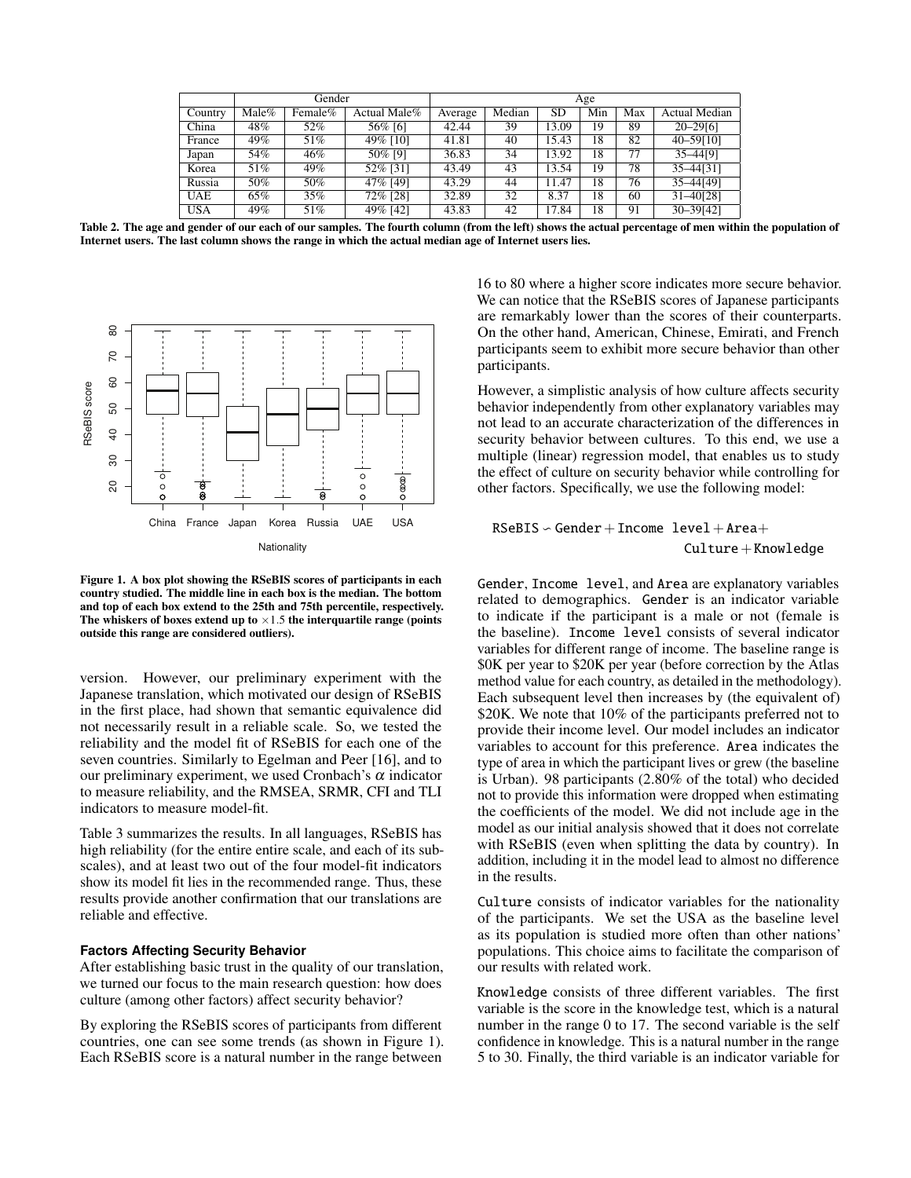| | Gender | | | Age | | | | | |
|---|---|---|---|---|---|---|---|---|---|
| Country | Male% | Female% | Actual Male% | Average | Median | SD | Min | Max | Actual Median |
| China | 48% | 52% | 56% [6] | 42.44 | 39 | 13.09 | 19 | 89 | 20–29[6] |
| France | 49% | 51% | 49% [10] | 41.81 | 40 | 15.43 | 18 | 82 | 40–59[10] |
| Japan | 54% | 46% | 50% [9] | 36.83 | 34 | 13.92 | 18 | 77 | 35–44[9] |
| Korea | 51% | 49% | 52% [31] | 43.49 | 43 | 13.54 | 19 | 78 | 35–44[31] |
| Russia | 50% | 50% | 47% [49] | 43.29 | 44 | 11.47 | 18 | 76 | 35–44[49] |
| UAE | 65% | 35% | 72% [28] | 32.89 | 32 | 8.37 | 18 | 60 | 31–40[28] |
| USA | 49% | 51% | 49% [42] | 43.83 | 42 | 17.84 | 18 | 91 | 30–39[42] |

**Table 2. The age and gender of our each of our samples. The fourth column (from the left) shows the actual percentage of men within the population of Internet users. The last column shows the range in which the actual median age of Internet users lies.**

**Figure 1. A box plot showing the RSeBIS scores of participants in each country studied. The middle line in each box is the median. The bottom and top of each box extend to the 25th and 75th percentile, respectively. The whiskers of boxes extend up to $\times1.5$ the interquartile range (points outside this range are considered outliers).**

version. However, our preliminary experiment with the Japanese translation, which motivated our design of RSeBIS in the first place, had shown that semantic equivalence did not necessarily result in a reliable scale. So, we tested the reliability and the model fit of RSeBIS for each one of the seven countries. Similarly to Egelman and Peer [16], and to our preliminary experiment, we used Cronbach's $\alpha$ indicator to measure reliability, and the RMSEA, SRMR, CFI and TLI indicators to measure model-fit.

Table 3 summarizes the results. In all languages, RSeBIS has high reliability (for the entire entire scale, and each of its subscales), and at least two out of the four model-fit indicators show its model fit lies in the recommended range. Thus, these results provide another confirmation that our translations are reliable and effective.

### Factors Affecting Security Behavior

After establishing basic trust in the quality of our translation, we turned our focus to the main research question: how does culture (among other factors) affect security behavior?

By exploring the RSeBIS scores of participants from different countries, one can see some trends (as shown in Figure 1). Each RSeBIS score is a natural number in the range between 16 to 80 where a higher score indicates more secure behavior. We can notice that the RSeBIS scores of Japanese participants are remarkably lower than the scores of their counterparts. On the other hand, American, Chinese, Emirati, and French participants seem to exhibit more secure behavior than other participants.

However, a simplistic analysis of how culture affects security behavior independently from other explanatory variables may not lead to an accurate characterization of the differences in security behavior between cultures. To this end, we use a multiple (linear) regression model, that enables us to study the effect of culture on security behavior while controlling for other factors. Specifically, we use the following model:

$$\texttt{RSeBIS} \sim \texttt{Gender} + \texttt{Income level} + \texttt{Area} + \texttt{Culture} + \texttt{Knowledge}$$

`Gender`, `Income level`, and `Area` are explanatory variables related to demographics. `Gender` is an indicator variable to indicate if the participant is a male or not (female is the baseline). `Income level` consists of several indicator variables for different range of income. The baseline range is \$0K per year to \$20K per year (before correction by the Atlas method value for each country, as detailed in the methodology). Each subsequent level then increases by (the equivalent of) \$20K. We note that 10% of the participants preferred not to provide their income level. Our model includes an indicator variables to account for this preference. `Area` indicates the type of area in which the participant lives or grew (the baseline is Urban). 98 participants (2.80% of the total) who decided not to provide this information were dropped when estimating the coefficients of the model. We did not include age in the model as our initial analysis showed that it does not correlate with RSeBIS (even when splitting the data by country). In addition, including it in the model lead to almost no difference in the results.

`Culture` consists of indicator variables for the nationality of the participants. We set the USA as the baseline level as its population is studied more often than other nations' populations. This choice aims to facilitate the comparison of our results with related work.

`Knowledge` consists of three different variables. The first variable is the score in the knowledge test, which is a natural number in the range 0 to 17. The second variable is the self confidence in knowledge. This is a natural number in the range 5 to 30. Finally, the third variable is an indicator variable for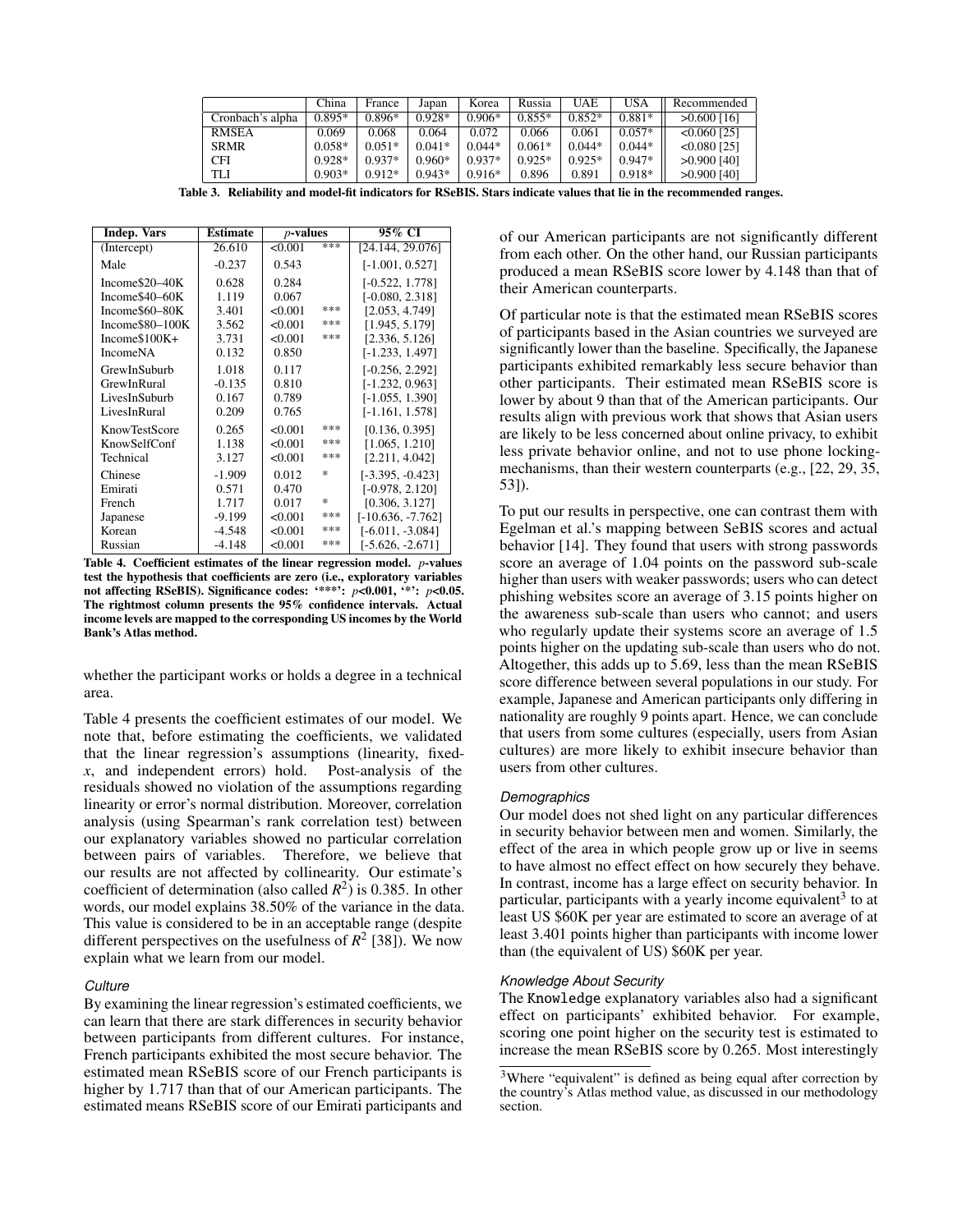| | China | France | Japan | Korea | Russia | UAE | USA | Recommended |
|---|---|---|---|---|---|---|---|---|
| Cronbach's alpha | 0.895* | 0.896* | 0.928* | 0.906* | 0.855* | 0.852* | 0.881* | >0.600 [16] |
| RMSEA | 0.069 | 0.068 | 0.064 | 0.072 | 0.066 | 0.061 | 0.057* | <0.060 [25] |
| SRMR | 0.058* | 0.051* | 0.041* | 0.044* | 0.061* | 0.044* | 0.044* | <0.080 [25] |
| CFI | 0.928* | 0.937* | 0.960* | 0.937* | 0.925* | 0.925* | 0.947* | >0.900 [40] |
| TLI | 0.903* | 0.912* | 0.943* | 0.916* | 0.896 | 0.891 | 0.918* | >0.900 [40] |

**Table 3. Reliability and model-fit indicators for RSeBIS. Stars indicate values that lie in the recommended ranges.**

| Indep. Vars | Estimate | *p*-values | | 95% CI |
|---|---|---|---|---|
| (Intercept) | 26.610 | <0.001 | *** | [24.144, 29.076] |
| Male | -0.237 | 0.543 | | [-1.001, 0.527] |
| Income$20–40K | 0.628 | 0.284 | | [-0.522, 1.778] |
| Income$40–60K | 1.119 | 0.067 | | [-0.080, 2.318] |
| Income$60–80K | 3.401 | <0.001 | *** | [2.053, 4.749] |
| Income$80–100K | 3.562 | <0.001 | *** | [1.945, 5.179] |
| Income$100K+ | 3.731 | <0.001 | *** | [2.336, 5.126] |
| IncomeNA | 0.132 | 0.850 | | [-1.233, 1.497] |
| GrewInSuburb | 1.018 | 0.117 | | [-0.256, 2.292] |
| GrewInRural | -0.135 | 0.810 | | [-1.232, 0.963] |
| LivesInSuburb | 0.167 | 0.789 | | [-1.055, 1.390] |
| LivesInRural | 0.209 | 0.765 | | [-1.161, 1.578] |
| KnowTestScore | 0.265 | <0.001 | *** | [0.136, 0.395] |
| KnowSelfConf | 1.138 | <0.001 | *** | [1.065, 1.210] |
| Technical | 3.127 | <0.001 | *** | [2.211, 4.042] |
| Chinese | -1.909 | 0.012 | * | [-3.395, -0.423] |
| Emirati | 0.571 | 0.470 | | [-0.978, 2.120] |
| French | 1.717 | 0.017 | * | [0.306, 3.127] |
| Japanese | -9.199 | <0.001 | *** | [-10.636, -7.762] |
| Korean | -4.548 | <0.001 | *** | [-6.011, -3.084] |
| Russian | -4.148 | <0.001 | *** | [-5.626, -2.671] |

**Table 4. Coefficient estimates of the linear regression model. *p*-values test the hypothesis that coefficients are zero (i.e., exploratory variables not affecting RSeBIS). Significance codes: '***': $p$<0.001, '*': $p$<0.05. The rightmost column presents the 95% confidence intervals. Actual income levels are mapped to the corresponding US incomes by the World Bank's Atlas method.**

whether the participant works or holds a degree in a technical area.

Table 4 presents the coefficient estimates of our model. We note that, before estimating the coefficients, we validated that the linear regression's assumptions (linearity, fixed-$x$, and independent errors) hold. Post-analysis of the residuals showed no violation of the assumptions regarding linearity or error's normal distribution. Moreover, correlation analysis (using Spearman's rank correlation test) between our explanatory variables showed no particular correlation between pairs of variables. Therefore, we believe that our results are not affected by collinearity. Our estimate's coefficient of determination (also called $R^2$) is 0.385. In other words, our model explains 38.50% of the variance in the data. This value is considered to be in an acceptable range (despite different perspectives on the usefulness of $R^2$ [38]). We now explain what we learn from our model.

### *Culture*

By examining the linear regression's estimated coefficients, we can learn that there are stark differences in security behavior between participants from different cultures. For instance, French participants exhibited the most secure behavior. The estimated mean RSeBIS score of our French participants is higher by 1.717 than that of our American participants. The estimated means RSeBIS score of our Emirati participants and of our American participants are not significantly different from each other. On the other hand, our Russian participants produced a mean RSeBIS score lower by 4.148 than that of their American counterparts.

Of particular note is that the estimated mean RSeBIS scores of participants based in the Asian countries we surveyed are significantly lower than the baseline. Specifically, the Japanese participants exhibited remarkably less secure behavior than other participants. Their estimated mean RSeBIS score is lower by about 9 than that of the American participants. Our results align with previous work that shows that Asian users are likely to be less concerned about online privacy, to exhibit less private behavior online, and not to use phone locking-mechanisms, than their western counterparts (e.g., [22, 29, 35, 53]).

To put our results in perspective, one can contrast them with Egelman et al.'s mapping between SeBIS scores and actual behavior [14]. They found that users with strong passwords score an average of 1.04 points on the password sub-scale higher than users with weaker passwords; users who can detect phishing websites score an average of 3.15 points higher on the awareness sub-scale than users who cannot; and users who regularly update their systems score an average of 1.5 points higher on the updating sub-scale than users who do not. Altogether, this adds up to 5.69, less than the mean RSeBIS score difference between several populations in our study. For example, Japanese and American participants only differing in nationality are roughly 9 points apart. Hence, we can conclude that users from some cultures (especially, users from Asian cultures) are more likely to exhibit insecure behavior than users from other cultures.

### *Demographics*

Our model does not shed light on any particular differences in security behavior between men and women. Similarly, the effect of the area in which people grow up or live in seems to have almost no effect effect on how securely they behave. In contrast, income has a large effect on security behavior. In particular, participants with a yearly income equivalent[3] to at least US $60K per year are estimated to score an average of at least 3.401 points higher than participants with income lower than (the equivalent of US) $60K per year.

### *Knowledge About Security*

The `Knowledge` explanatory variables also had a significant effect on participants' exhibited behavior. For example, scoring one point higher on the security test is estimated to increase the mean RSeBIS score by 0.265. Most interestingly

[3] Where "equivalent" is defined as being equal after correction by the country's Atlas method value, as discussed in our methodology section.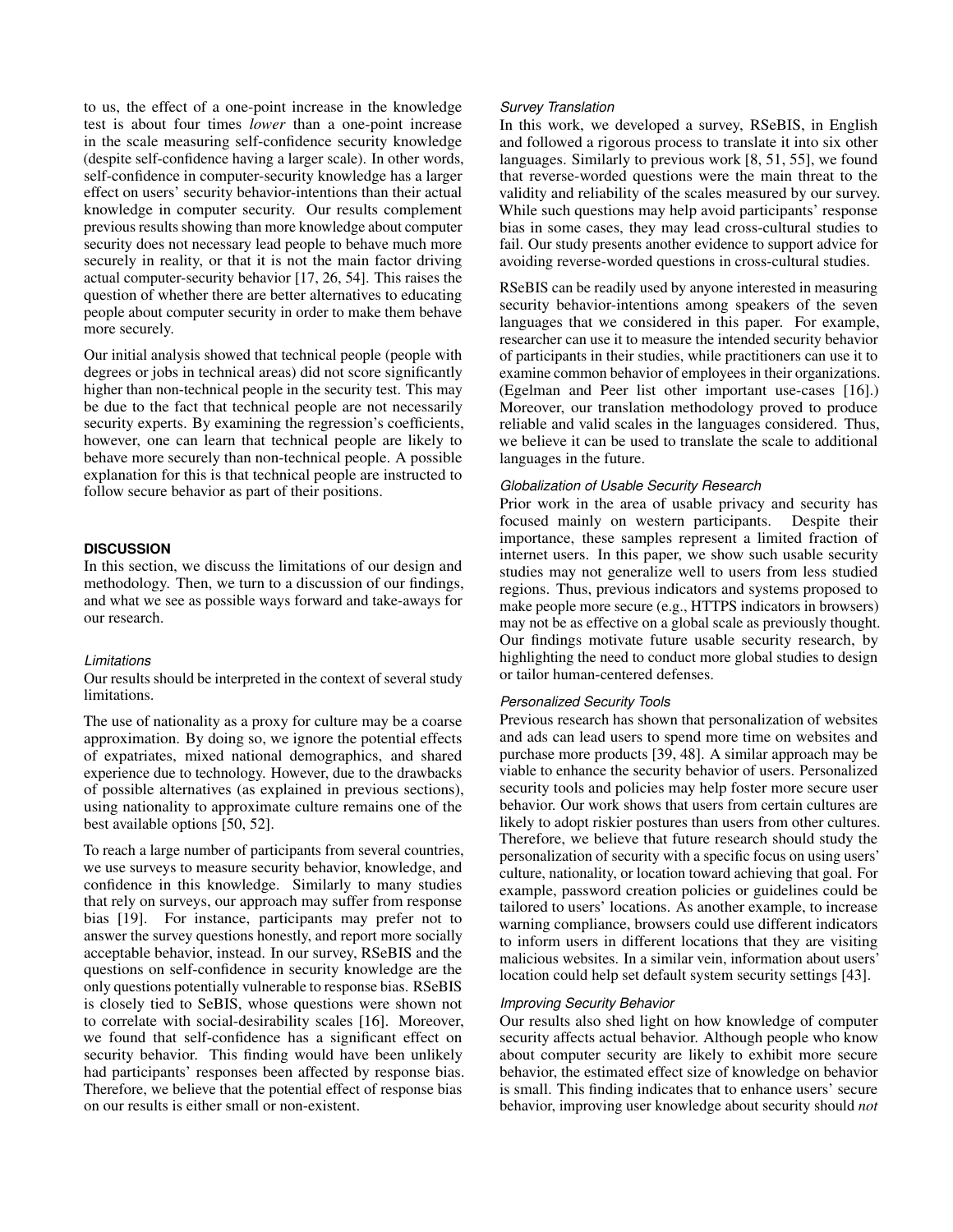to us, the effect of a one-point increase in the knowledge test is about four times *lower* than a one-point increase in the scale measuring self-confidence security knowledge (despite self-confidence having a larger scale). In other words, self-confidence in computer-security knowledge has a larger effect on users' security behavior-intentions than their actual knowledge in computer security. Our results complement previous results showing than more knowledge about computer security does not necessary lead people to behave much more securely in reality, or that it is not the main factor driving actual computer-security behavior [17, 26, 54]. This raises the question of whether there are better alternatives to educating people about computer security in order to make them behave more securely.

Our initial analysis showed that technical people (people with degrees or jobs in technical areas) did not score significantly higher than non-technical people in the security test. This may be due to the fact that technical people are not necessarily security experts. By examining the regression's coefficients, however, one can learn that technical people are likely to behave more securely than non-technical people. A possible explanation for this is that technical people are instructed to follow secure behavior as part of their positions.

## DISCUSSION

In this section, we discuss the limitations of our design and methodology. Then, we turn to a discussion of our findings, and what we see as possible ways forward and take-aways for our research.

### *Limitations*

Our results should be interpreted in the context of several study limitations.

The use of nationality as a proxy for culture may be a coarse approximation. By doing so, we ignore the potential effects of expatriates, mixed national demographics, and shared experience due to technology. However, due to the drawbacks of possible alternatives (as explained in previous sections), using nationality to approximate culture remains one of the best available options [50, 52].

To reach a large number of participants from several countries, we use surveys to measure security behavior, knowledge, and confidence in this knowledge. Similarly to many studies that rely on surveys, our approach may suffer from response bias [19]. For instance, participants may prefer not to answer the survey questions honestly, and report more socially acceptable behavior, instead. In our survey, RSeBIS and the questions on self-confidence in security knowledge are the only questions potentially vulnerable to response bias. RSeBIS is closely tied to SeBIS, whose questions were shown not to correlate with social-desirability scales [16]. Moreover, we found that self-confidence has a significant effect on security behavior. This finding would have been unlikely had participants' responses been affected by response bias. Therefore, we believe that the potential effect of response bias on our results is either small or non-existent.

### *Survey Translation*

In this work, we developed a survey, RSeBIS, in English and followed a rigorous process to translate it into six other languages. Similarly to previous work [8, 51, 55], we found that reverse-worded questions were the main threat to the validity and reliability of the scales measured by our survey. While such questions may help avoid participants' response bias in some cases, they may lead cross-cultural studies to fail. Our study presents another evidence to support advice for avoiding reverse-worded questions in cross-cultural studies.

RSeBIS can be readily used by anyone interested in measuring security behavior-intentions among speakers of the seven languages that we considered in this paper. For example, researcher can use it to measure the intended security behavior of participants in their studies, while practitioners can use it to examine common behavior of employees in their organizations. (Egelman and Peer list other important use-cases [16].) Moreover, our translation methodology proved to produce reliable and valid scales in the languages considered. Thus, we believe it can be used to translate the scale to additional languages in the future.

### *Globalization of Usable Security Research*

Prior work in the area of usable privacy and security has focused mainly on western participants. Despite their importance, these samples represent a limited fraction of internet users. In this paper, we show such usable security studies may not generalize well to users from less studied regions. Thus, previous indicators and systems proposed to make people more secure (e.g., HTTPS indicators in browsers) may not be as effective on a global scale as previously thought. Our findings motivate future usable security research, by highlighting the need to conduct more global studies to design or tailor human-centered defenses.

### *Personalized Security Tools*

Previous research has shown that personalization of websites and ads can lead users to spend more time on websites and purchase more products [39, 48]. A similar approach may be viable to enhance the security behavior of users. Personalized security tools and policies may help foster more secure user behavior. Our work shows that users from certain cultures are likely to adopt riskier postures than users from other cultures. Therefore, we believe that future research should study the personalization of security with a specific focus on using users' culture, nationality, or location toward achieving that goal. For example, password creation policies or guidelines could be tailored to users' locations. As another example, to increase warning compliance, browsers could use different indicators to inform users in different locations that they are visiting malicious websites. In a similar vein, information about users' location could help set default system security settings [43].

### *Improving Security Behavior*

Our results also shed light on how knowledge of computer security affects actual behavior. Although people who know about computer security are likely to exhibit more secure behavior, the estimated effect size of knowledge on behavior is small. This finding indicates that to enhance users' secure behavior, improving user knowledge about security should *not*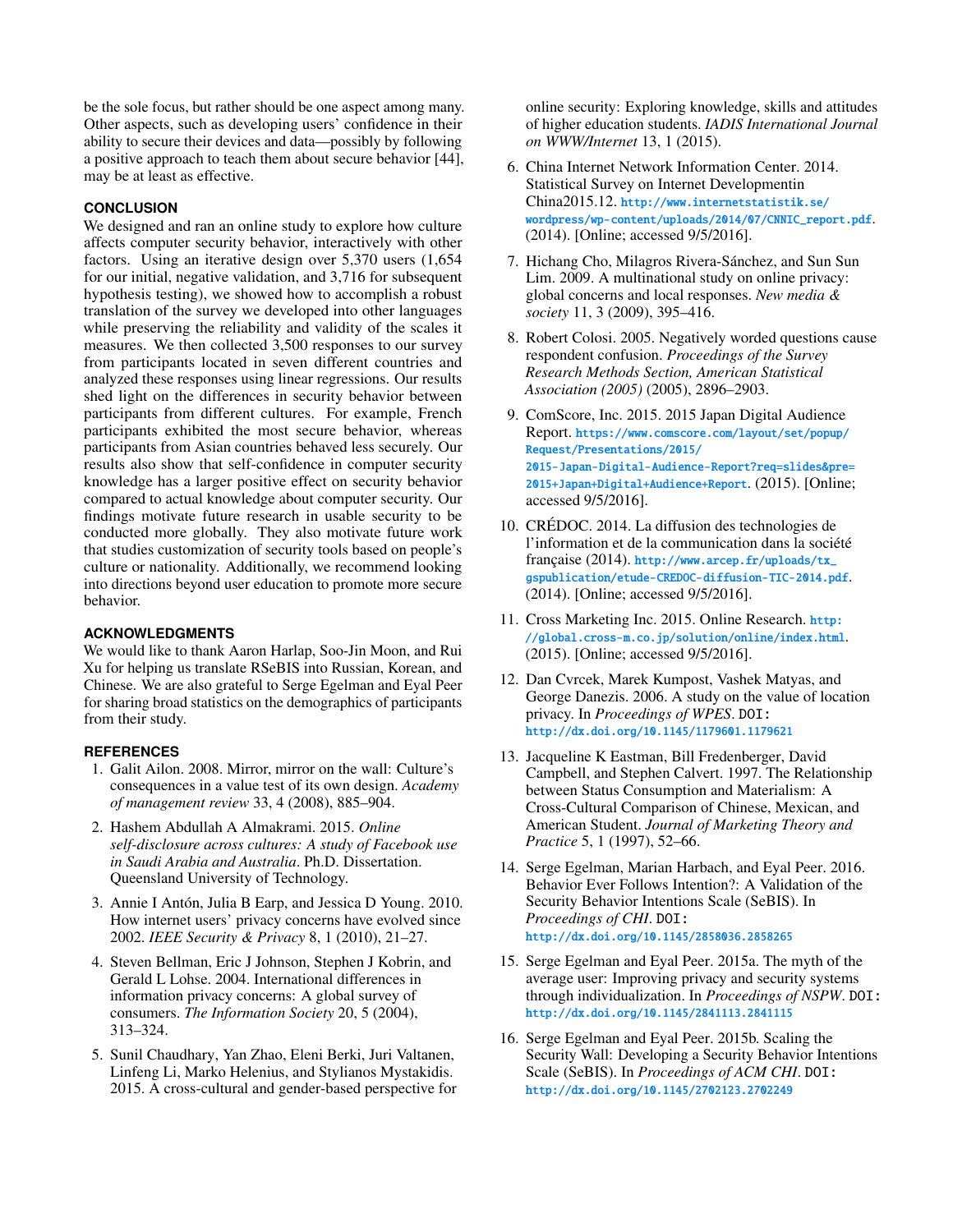be the sole focus, but rather should be one aspect among many. Other aspects, such as developing users' confidence in their ability to secure their devices and data—possibly by following a positive approach to teach them about secure behavior [44], may be at least as effective.

## CONCLUSION

We designed and ran an online study to explore how culture affects computer security behavior, interactively with other factors. Using an iterative design over 5,370 users (1,654 for our initial, negative validation, and 3,716 for subsequent hypothesis testing), we showed how to accomplish a robust translation of the survey we developed into other languages while preserving the reliability and validity of the scales it measures. We then collected 3,500 responses to our survey from participants located in seven different countries and analyzed these responses using linear regressions. Our results shed light on the differences in security behavior between participants from different cultures. For example, French participants exhibited the most secure behavior, whereas participants from Asian countries behaved less securely. Our results also show that self-confidence in computer security knowledge has a larger positive effect on security behavior compared to actual knowledge about computer security. Our findings motivate future research in usable security to be conducted more globally. They also motivate future work that studies customization of security tools based on people's culture or nationality. Additionally, we recommend looking into directions beyond user education to promote more secure behavior.

## ACKNOWLEDGMENTS

We would like to thank Aaron Harlap, Soo-Jin Moon, and Rui Xu for helping us translate RSeBIS into Russian, Korean, and Chinese. We are also grateful to Serge Egelman and Eyal Peer for sharing broad statistics on the demographics of participants from their study.

## REFERENCES

1. Galit Ailon. 2008. Mirror, mirror on the wall: Culture's consequences in a value test of its own design. *Academy of management review* 33, 4 (2008), 885–904.
2. Hashem Abdullah A Almakrami. 2015. *Online self-disclosure across cultures: A study of Facebook use in Saudi Arabia and Australia*. Ph.D. Dissertation. Queensland University of Technology.
3. Annie I Antón, Julia B Earp, and Jessica D Young. 2010. How internet users' privacy concerns have evolved since 2002. *IEEE Security & Privacy* 8, 1 (2010), 21–27.
4. Steven Bellman, Eric J Johnson, Stephen J Kobrin, and Gerald L Lohse. 2004. International differences in information privacy concerns: A global survey of consumers. *The Information Society* 20, 5 (2004), 313–324.
5. Sunil Chaudhary, Yan Zhao, Eleni Berki, Juri Valtanen, Linfeng Li, Marko Helenius, and Stylianos Mystakidis. 2015. A cross-cultural and gender-based perspective for online security: Exploring knowledge, skills and attitudes of higher education students. *IADIS International Journal on WWW/Internet* 13, 1 (2015).
6. China Internet Network Information Center. 2014. Statistical Survey on Internet Developmentin China2015.12. http://www.internetstatistik.se/wordpress/wp-content/uploads/2014/07/CNNIC_report.pdf. (2014). [Online; accessed 9/5/2016].
7. Hichang Cho, Milagros Rivera-Sánchez, and Sun Sun Lim. 2009. A multinational study on online privacy: global concerns and local responses. *New media & society* 11, 3 (2009), 395–416.
8. Robert Colosi. 2005. Negatively worded questions cause respondent confusion. *Proceedings of the Survey Research Methods Section, American Statistical Association (2005)* (2005), 2896–2903.
9. ComScore, Inc. 2015. 2015 Japan Digital Audience Report. https://www.comscore.com/layout/set/popup/Request/Presentations/2015/2015-Japan-Digital-Audience-Report?req=slides&pre=2015+Japan+Digital+Audience+Report. (2015). [Online; accessed 9/5/2016].
10. CRÉDOC. 2014. La diffusion des technologies de l'information et de la communication dans la société française (2014). http://www.arcep.fr/uploads/tx_gspublication/etude-CREDOC-diffusion-TIC-2014.pdf. (2014). [Online; accessed 9/5/2016].
11. Cross Marketing Inc. 2015. Online Research. http://global.cross-m.co.jp/solution/online/index.html. (2015). [Online; accessed 9/5/2016].
12. Dan Cvrcek, Marek Kumpost, Vashek Matyas, and George Danezis. 2006. A study on the value of location privacy. In *Proceedings of WPES*. DOI: http://dx.doi.org/10.1145/1179601.1179621
13. Jacqueline K Eastman, Bill Fredenberger, David Campbell, and Stephen Calvert. 1997. The Relationship between Status Consumption and Materialism: A Cross-Cultural Comparison of Chinese, Mexican, and American Student. *Journal of Marketing Theory and Practice* 5, 1 (1997), 52–66.
14. Serge Egelman, Marian Harbach, and Eyal Peer. 2016. Behavior Ever Follows Intention?: A Validation of the Security Behavior Intentions Scale (SeBIS). In *Proceedings of CHI*. DOI: http://dx.doi.org/10.1145/2858036.2858265
15. Serge Egelman and Eyal Peer. 2015a. The myth of the average user: Improving privacy and security systems through individualization. In *Proceedings of NSPW*. DOI: http://dx.doi.org/10.1145/2841113.2841115
16. Serge Egelman and Eyal Peer. 2015b. Scaling the Security Wall: Developing a Security Behavior Intentions Scale (SeBIS). In *Proceedings of ACM CHI*. DOI: http://dx.doi.org/10.1145/2702123.2702249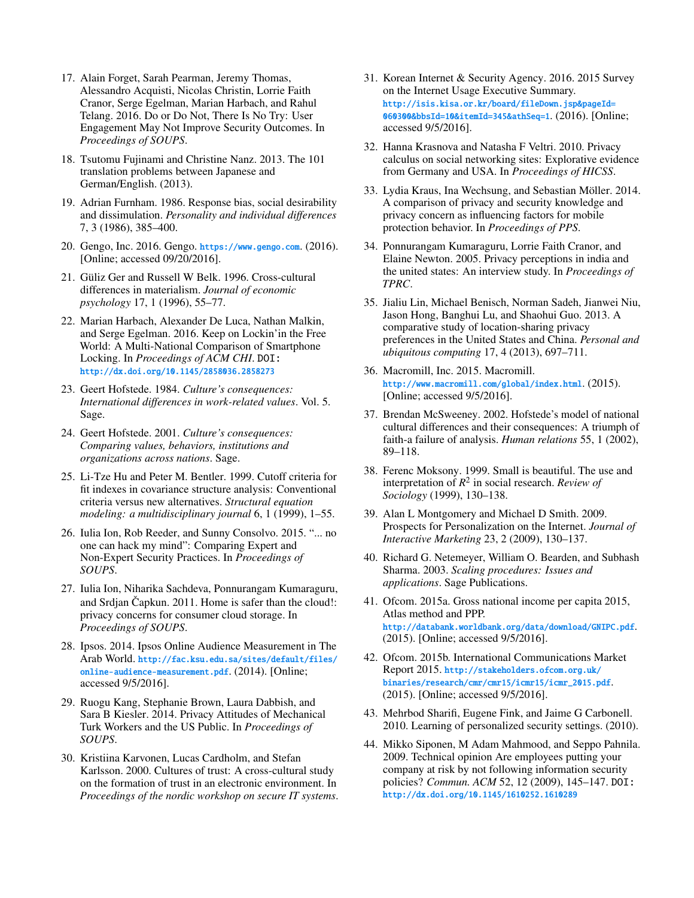17. Alain Forget, Sarah Pearman, Jeremy Thomas, Alessandro Acquisti, Nicolas Christin, Lorrie Faith Cranor, Serge Egelman, Marian Harbach, and Rahul Telang. 2016. Do or Do Not, There Is No Try: User Engagement May Not Improve Security Outcomes. In *Proceedings of SOUPS*.

18. Tsutomu Fujinami and Christine Nanz. 2013. The 101 translation problems between Japanese and German/English. (2013).

19. Adrian Furnham. 1986. Response bias, social desirability and dissimulation. *Personality and individual differences* 7, 3 (1986), 385–400.

20. Gengo, Inc. 2016. Gengo. https://www.gengo.com. (2016). [Online; accessed 09/20/2016].

21. Güliz Ger and Russell W Belk. 1996. Cross-cultural differences in materialism. *Journal of economic psychology* 17, 1 (1996), 55–77.

22. Marian Harbach, Alexander De Luca, Nathan Malkin, and Serge Egelman. 2016. Keep on Lockin'in the Free World: A Multi-National Comparison of Smartphone Locking. In *Proceedings of ACM CHI*. DOI: http://dx.doi.org/10.1145/2858036.2858273

23. Geert Hofstede. 1984. *Culture's consequences: International differences in work-related values*. Vol. 5. Sage.

24. Geert Hofstede. 2001. *Culture's consequences: Comparing values, behaviors, institutions and organizations across nations*. Sage.

25. Li-Tze Hu and Peter M. Bentler. 1999. Cutoff criteria for fit indexes in covariance structure analysis: Conventional criteria versus new alternatives. *Structural equation modeling: a multidisciplinary journal* 6, 1 (1999), 1–55.

26. Iulia Ion, Rob Reeder, and Sunny Consolvo. 2015. "... no one can hack my mind": Comparing Expert and Non-Expert Security Practices. In *Proceedings of SOUPS*.

27. Iulia Ion, Niharika Sachdeva, Ponnurangam Kumaraguru, and Srdjan Čapkun. 2011. Home is safer than the cloud!: privacy concerns for consumer cloud storage. In *Proceedings of SOUPS*.

28. Ipsos. 2014. Ipsos Online Audience Measurement in The Arab World. http://fac.ksu.edu.sa/sites/default/files/online-audience-measurement.pdf. (2014). [Online; accessed 9/5/2016].

29. Ruogu Kang, Stephanie Brown, Laura Dabbish, and Sara B Kiesler. 2014. Privacy Attitudes of Mechanical Turk Workers and the US Public. In *Proceedings of SOUPS*.

30. Kristiina Karvonen, Lucas Cardholm, and Stefan Karlsson. 2000. Cultures of trust: A cross-cultural study on the formation of trust in an electronic environment. In *Proceedings of the nordic workshop on secure IT systems*.

31. Korean Internet & Security Agency. 2016. 2015 Survey on the Internet Usage Executive Summary. http://isis.kisa.or.kr/board/fileDown.jsp&pageId=060300&bbsId=10&itemId=345&athSeq=1. (2016). [Online; accessed 9/5/2016].

32. Hanna Krasnova and Natasha F Veltri. 2010. Privacy calculus on social networking sites: Explorative evidence from Germany and USA. In *Proceedings of HICSS*.

33. Lydia Kraus, Ina Wechsung, and Sebastian Möller. 2014. A comparison of privacy and security knowledge and privacy concern as influencing factors for mobile protection behavior. In *Proceedings of PPS*.

34. Ponnurangam Kumaraguru, Lorrie Faith Cranor, and Elaine Newton. 2005. Privacy perceptions in india and the united states: An interview study. In *Proceedings of TPRC*.

35. Jialiu Lin, Michael Benisch, Norman Sadeh, Jianwei Niu, Jason Hong, Banghui Lu, and Shaohui Guo. 2013. A comparative study of location-sharing privacy preferences in the United States and China. *Personal and ubiquitous computing* 17, 4 (2013), 697–711.

36. Macromill, Inc. 2015. Macromill. http://www.macromill.com/global/index.html. (2015). [Online; accessed 9/5/2016].

37. Brendan McSweeney. 2002. Hofstede's model of national cultural differences and their consequences: A triumph of faith-a failure of analysis. *Human relations* 55, 1 (2002), 89–118.

38. Ferenc Moksony. 1999. Small is beautiful. The use and interpretation of $R^2$ in social research. *Review of Sociology* (1999), 130–138.

39. Alan L Montgomery and Michael D Smith. 2009. Prospects for Personalization on the Internet. *Journal of Interactive Marketing* 23, 2 (2009), 130–137.

40. Richard G. Netemeyer, William O. Bearden, and Subhash Sharma. 2003. *Scaling procedures: Issues and applications*. Sage Publications.

41. Ofcom. 2015a. Gross national income per capita 2015, Atlas method and PPP. http://databank.worldbank.org/data/download/GNIPC.pdf. (2015). [Online; accessed 9/5/2016].

42. Ofcom. 2015b. International Communications Market Report 2015. http://stakeholders.ofcom.org.uk/binaries/research/cmr/cmr15/icmr15/icmr_2015.pdf. (2015). [Online; accessed 9/5/2016].

43. Mehrbod Sharifi, Eugene Fink, and Jaime G Carbonell. 2010. Learning of personalized security settings. (2010).

44. Mikko Siponen, M Adam Mahmood, and Seppo Pahnila. 2009. Technical opinion Are employees putting your company at risk by not following information security policies? *Commun. ACM* 52, 12 (2009), 145–147. DOI: http://dx.doi.org/10.1145/1610252.1610289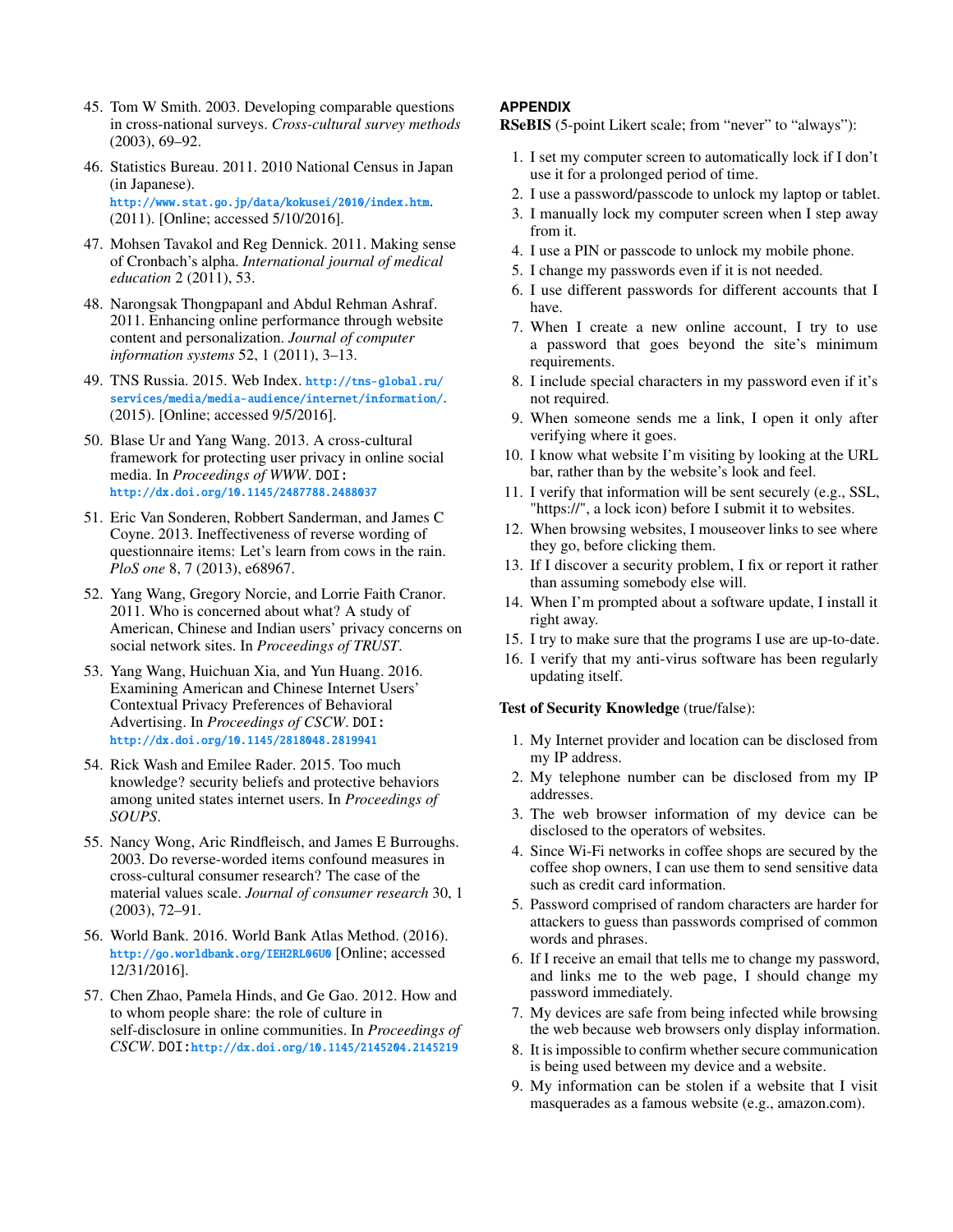45. Tom W Smith. 2003. Developing comparable questions in cross-national surveys. *Cross-cultural survey methods* (2003), 69–92.

46. Statistics Bureau. 2011. 2010 National Census in Japan (in Japanese). http://www.stat.go.jp/data/kokusei/2010/index.htm. (2011). [Online; accessed 5/10/2016].

47. Mohsen Tavakol and Reg Dennick. 2011. Making sense of Cronbach's alpha. *International journal of medical education* 2 (2011), 53.

48. Narongsak Thongpapanl and Abdul Rehman Ashraf. 2011. Enhancing online performance through website content and personalization. *Journal of computer information systems* 52, 1 (2011), 3–13.

49. TNS Russia. 2015. Web Index. http://tns-global.ru/services/media/media-audience/internet/information/. (2015). [Online; accessed 9/5/2016].

50. Blase Ur and Yang Wang. 2013. A cross-cultural framework for protecting user privacy in online social media. In *Proceedings of WWW*. DOI: http://dx.doi.org/10.1145/2487788.2488037

51. Eric Van Sonderen, Robbert Sanderman, and James C Coyne. 2013. Ineffectiveness of reverse wording of questionnaire items: Let's learn from cows in the rain. *PloS one* 8, 7 (2013), e68967.

52. Yang Wang, Gregory Norcie, and Lorrie Faith Cranor. 2011. Who is concerned about what? A study of American, Chinese and Indian users' privacy concerns on social network sites. In *Proceedings of TRUST*.

53. Yang Wang, Huichuan Xia, and Yun Huang. 2016. Examining American and Chinese Internet Users' Contextual Privacy Preferences of Behavioral Advertising. In *Proceedings of CSCW*. DOI: http://dx.doi.org/10.1145/2818048.2819941

54. Rick Wash and Emilee Rader. 2015. Too much knowledge? security beliefs and protective behaviors among united states internet users. In *Proceedings of SOUPS*.

55. Nancy Wong, Aric Rindfleisch, and James E Burroughs. 2003. Do reverse-worded items confound measures in cross-cultural consumer research? The case of the material values scale. *Journal of consumer research* 30, 1 (2003), 72–91.

56. World Bank. 2016. World Bank Atlas Method. (2016). http://go.worldbank.org/IEH2RL06U0 [Online; accessed 12/31/2016].

57. Chen Zhao, Pamela Hinds, and Ge Gao. 2012. How and to whom people share: the role of culture in self-disclosure in online communities. In *Proceedings of CSCW*. DOI: http://dx.doi.org/10.1145/2145204.2145219

## APPENDIX

**RSeBIS** (5-point Likert scale; from "never" to "always"):

1. I set my computer screen to automatically lock if I don't use it for a prolonged period of time.
2. I use a password/passcode to unlock my laptop or tablet.
3. I manually lock my computer screen when I step away from it.
4. I use a PIN or passcode to unlock my mobile phone.
5. I change my passwords even if it is not needed.
6. I use different passwords for different accounts that I have.
7. When I create a new online account, I try to use a password that goes beyond the site's minimum requirements.
8. I include special characters in my password even if it's not required.
9. When someone sends me a link, I open it only after verifying where it goes.
10. I know what website I'm visiting by looking at the URL bar, rather than by the website's look and feel.
11. I verify that information will be sent securely (e.g., SSL, "https://", a lock icon) before I submit it to websites.
12. When browsing websites, I mouseover links to see where they go, before clicking them.
13. If I discover a security problem, I fix or report it rather than assuming somebody else will.
14. When I'm prompted about a software update, I install it right away.
15. I try to make sure that the programs I use are up-to-date.
16. I verify that my anti-virus software has been regularly updating itself.

**Test of Security Knowledge** (true/false):

1. My Internet provider and location can be disclosed from my IP address.
2. My telephone number can be disclosed from my IP addresses.
3. The web browser information of my device can be disclosed to the operators of websites.
4. Since Wi-Fi networks in coffee shops are secured by the coffee shop owners, I can use them to send sensitive data such as credit card information.
5. Password comprised of random characters are harder for attackers to guess than passwords comprised of common words and phrases.
6. If I receive an email that tells me to change my password, and links me to the web page, I should change my password immediately.
7. My devices are safe from being infected while browsing the web because web browsers only display information.
8. It is impossible to confirm whether secure communication is being used between my device and a website.
9. My information can be stolen if a website that I visit masquerades as a famous website (e.g., amazon.com).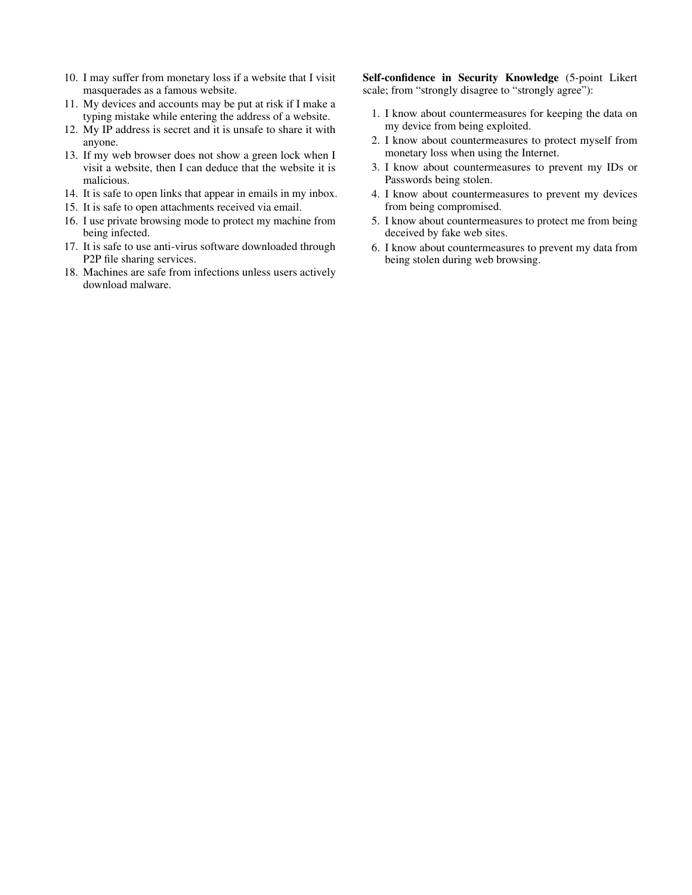10. I may suffer from monetary loss if a website that I visit masquerades as a famous website.
11. My devices and accounts may be put at risk if I make a typing mistake while entering the address of a website.
12. My IP address is secret and it is unsafe to share it with anyone.
13. If my web browser does not show a green lock when I visit a website, then I can deduce that the website it is malicious.
14. It is safe to open links that appear in emails in my inbox.
15. It is safe to open attachments received via email.
16. I use private browsing mode to protect my machine from being infected.
17. It is safe to use anti-virus software downloaded through P2P file sharing services.
18. Machines are safe from infections unless users actively download malware.

**Self-confidence in Security Knowledge** (5-point Likert scale; from "strongly disagree to "strongly agree"):

1. I know about countermeasures for keeping the data on my device from being exploited.
2. I know about countermeasures to protect myself from monetary loss when using the Internet.
3. I know about countermeasures to prevent my IDs or Passwords being stolen.
4. I know about countermeasures to prevent my devices from being compromised.
5. I know about countermeasures to protect me from being deceived by fake web sites.
6. I know about countermeasures to prevent my data from being stolen during web browsing.